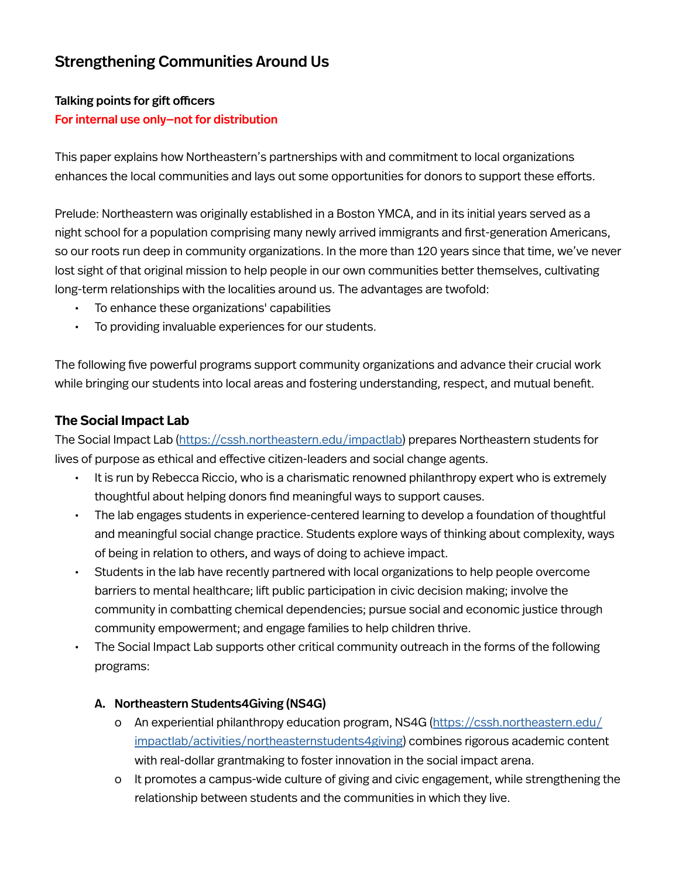# Strengthening Communities Around Us

**Talking points for gift officers**
**For internal use only–not for distribution**

This paper explains how Northeastern's partnerships with and commitment to local organizations enhances the local communities and lays out some opportunities for donors to support these efforts.

Prelude: Northeastern was originally established in a Boston YMCA, and in its initial years served as a night school for a population comprising many newly arrived immigrants and first-generation Americans, so our roots run deep in community organizations. In the more than 120 years since that time, we've never lost sight of that original mission to help people in our own communities better themselves, cultivating long-term relationships with the localities around us. The advantages are twofold:

- To enhance these organizations' capabilities
- To providing invaluable experiences for our students.

The following five powerful programs support community organizations and advance their crucial work while bringing our students into local areas and fostering understanding, respect, and mutual benefit.

## The Social Impact Lab

The Social Impact Lab (https://cssh.northeastern.edu/impactlab) prepares Northeastern students for lives of purpose as ethical and effective citizen-leaders and social change agents.

- It is run by Rebecca Riccio, who is a charismatic renowned philanthropy expert who is extremely thoughtful about helping donors find meaningful ways to support causes.
- The lab engages students in experience-centered learning to develop a foundation of thoughtful and meaningful social change practice. Students explore ways of thinking about complexity, ways of being in relation to others, and ways of doing to achieve impact.
- Students in the lab have recently partnered with local organizations to help people overcome barriers to mental healthcare; lift public participation in civic decision making; involve the community in combatting chemical dependencies; pursue social and economic justice through community empowerment; and engage families to help children thrive.
- The Social Impact Lab supports other critical community outreach in the forms of the following programs:

**A. Northeastern Students4Giving (NS4G)**

- An experiential philanthropy education program, NS4G (https://cssh.northeastern.edu/impactlab/activities/northeasternstudents4giving) combines rigorous academic content with real-dollar grantmaking to foster innovation in the social impact arena.
- It promotes a campus-wide culture of giving and civic engagement, while strengthening the relationship between students and the communities in which they live.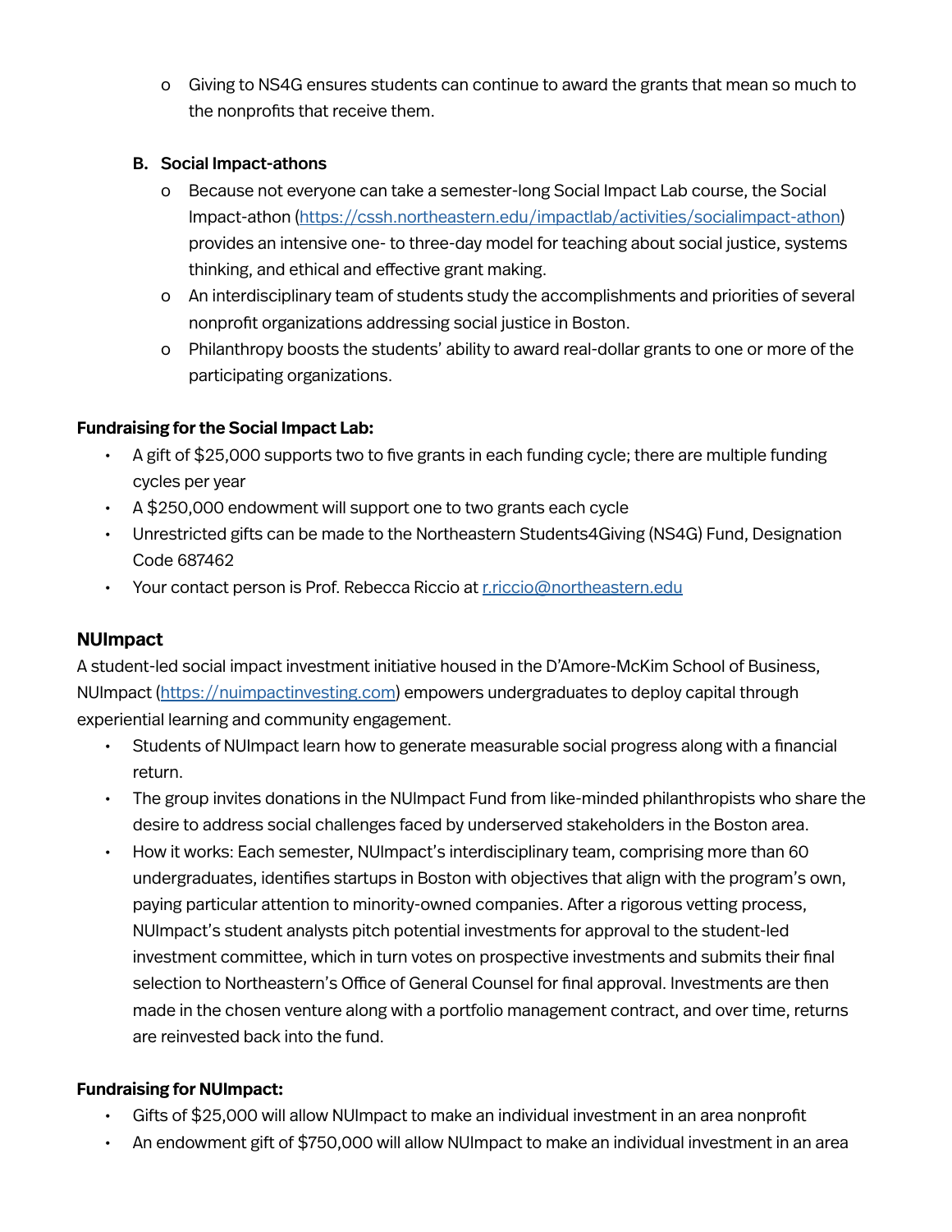- Giving to NS4G ensures students can continue to award the grants that mean so much to the nonprofits that receive them.

**B. Social Impact-athons**

- Because not everyone can take a semester-long Social Impact Lab course, the Social Impact-athon (https://cssh.northeastern.edu/impactlab/activities/socialimpact-athon) provides an intensive one- to three-day model for teaching about social justice, systems thinking, and ethical and effective grant making.
- An interdisciplinary team of students study the accomplishments and priorities of several nonprofit organizations addressing social justice in Boston.
- Philanthropy boosts the students' ability to award real-dollar grants to one or more of the participating organizations.

**Fundraising for the Social Impact Lab:**

- A gift of $25,000 supports two to five grants in each funding cycle; there are multiple funding cycles per year
- A $250,000 endowment will support one to two grants each cycle
- Unrestricted gifts can be made to the Northeastern Students4Giving (NS4G) Fund, Designation Code 687462
- Your contact person is Prof. Rebecca Riccio at r.riccio@northeastern.edu

## NUImpact

A student-led social impact investment initiative housed in the D'Amore-McKim School of Business, NUImpact (https://nuimpactinvesting.com) empowers undergraduates to deploy capital through experiential learning and community engagement.

- Students of NUImpact learn how to generate measurable social progress along with a financial return.
- The group invites donations in the NUImpact Fund from like-minded philanthropists who share the desire to address social challenges faced by underserved stakeholders in the Boston area.
- How it works: Each semester, NUImpact's interdisciplinary team, comprising more than 60 undergraduates, identifies startups in Boston with objectives that align with the program's own, paying particular attention to minority-owned companies. After a rigorous vetting process, NUImpact's student analysts pitch potential investments for approval to the student-led investment committee, which in turn votes on prospective investments and submits their final selection to Northeastern's Office of General Counsel for final approval. Investments are then made in the chosen venture along with a portfolio management contract, and over time, returns are reinvested back into the fund.

**Fundraising for NUImpact:**

- Gifts of $25,000 will allow NUImpact to make an individual investment in an area nonprofit
- An endowment gift of $750,000 will allow NUImpact to make an individual investment in an area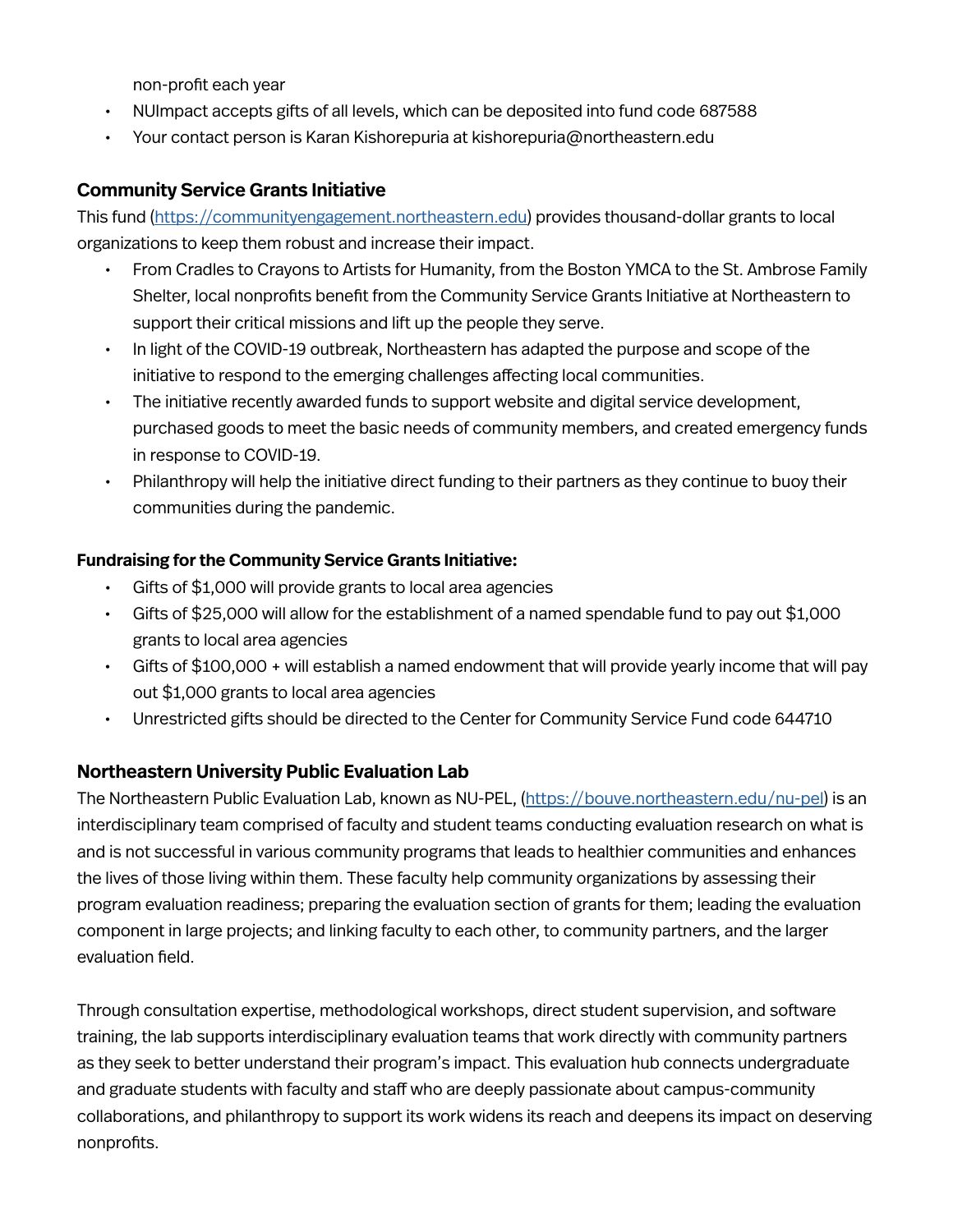non-profit each year

- NUImpact accepts gifts of all levels, which can be deposited into fund code 687588
- Your contact person is Karan Kishorepuria at kishorepuria@northeastern.edu

### Community Service Grants Initiative

This fund (https://communityengagement.northeastern.edu) provides thousand-dollar grants to local organizations to keep them robust and increase their impact.

- From Cradles to Crayons to Artists for Humanity, from the Boston YMCA to the St. Ambrose Family Shelter, local nonprofits benefit from the Community Service Grants Initiative at Northeastern to support their critical missions and lift up the people they serve.
- In light of the COVID-19 outbreak, Northeastern has adapted the purpose and scope of the initiative to respond to the emerging challenges affecting local communities.
- The initiative recently awarded funds to support website and digital service development, purchased goods to meet the basic needs of community members, and created emergency funds in response to COVID-19.
- Philanthropy will help the initiative direct funding to their partners as they continue to buoy their communities during the pandemic.

#### Fundraising for the Community Service Grants Initiative:

- Gifts of $1,000 will provide grants to local area agencies
- Gifts of $25,000 will allow for the establishment of a named spendable fund to pay out $1,000 grants to local area agencies
- Gifts of $100,000 + will establish a named endowment that will provide yearly income that will pay out $1,000 grants to local area agencies
- Unrestricted gifts should be directed to the Center for Community Service Fund code 644710

### Northeastern University Public Evaluation Lab

The Northeastern Public Evaluation Lab, known as NU-PEL, (https://bouve.northeastern.edu/nu-pel) is an interdisciplinary team comprised of faculty and student teams conducting evaluation research on what is and is not successful in various community programs that leads to healthier communities and enhances the lives of those living within them. These faculty help community organizations by assessing their program evaluation readiness; preparing the evaluation section of grants for them; leading the evaluation component in large projects; and linking faculty to each other, to community partners, and the larger evaluation field.

Through consultation expertise, methodological workshops, direct student supervision, and software training, the lab supports interdisciplinary evaluation teams that work directly with community partners as they seek to better understand their program's impact. This evaluation hub connects undergraduate and graduate students with faculty and staff who are deeply passionate about campus-community collaborations, and philanthropy to support its work widens its reach and deepens its impact on deserving nonprofits.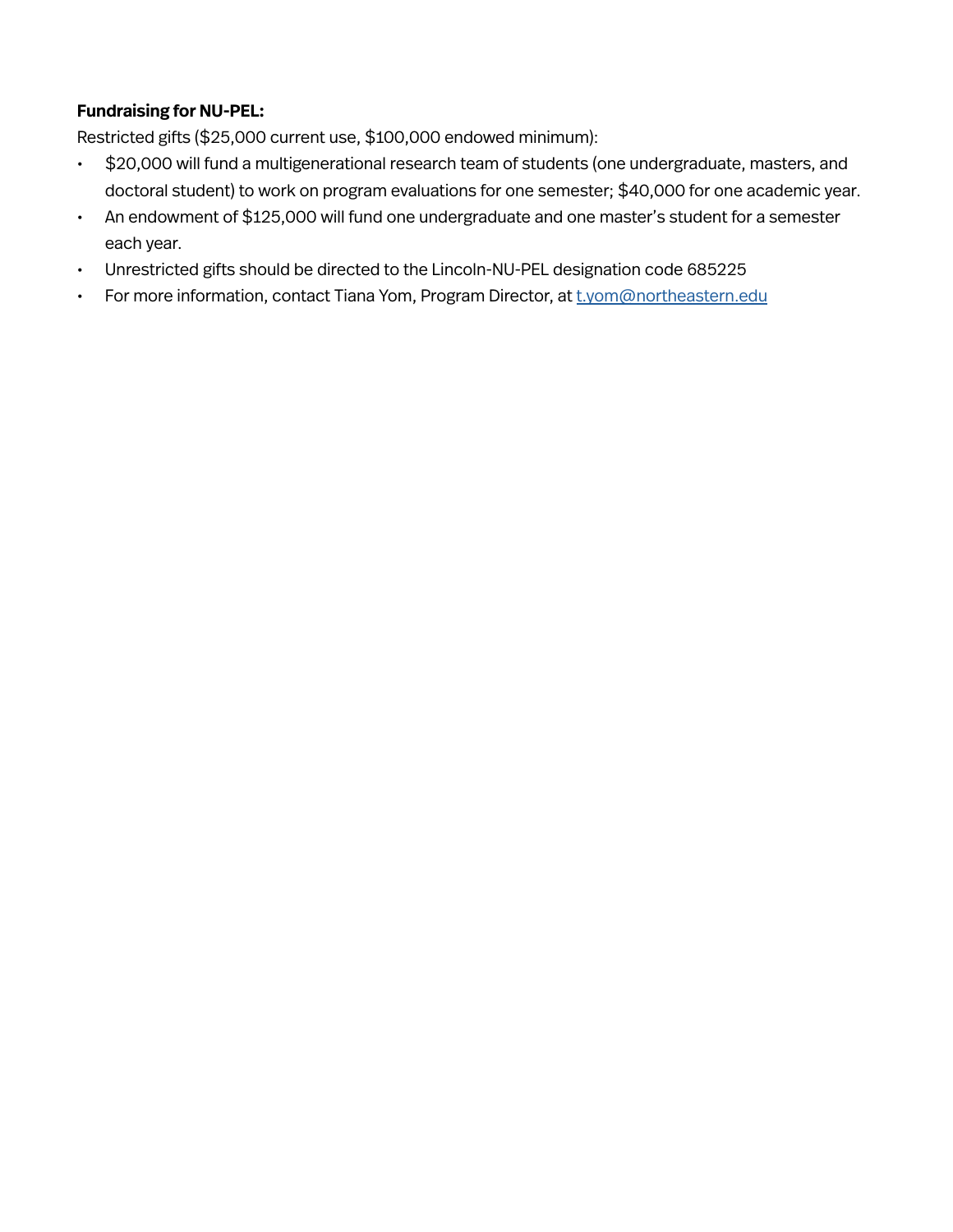**Fundraising for NU-PEL:**

Restricted gifts ($25,000 current use, $100,000 endowed minimum):

- $20,000 will fund a multigenerational research team of students (one undergraduate, masters, and doctoral student) to work on program evaluations for one semester; $40,000 for one academic year.
- An endowment of $125,000 will fund one undergraduate and one master's student for a semester each year.
- Unrestricted gifts should be directed to the Lincoln-NU-PEL designation code 685225
- For more information, contact Tiana Yom, Program Director, at t.yom@northeastern.edu